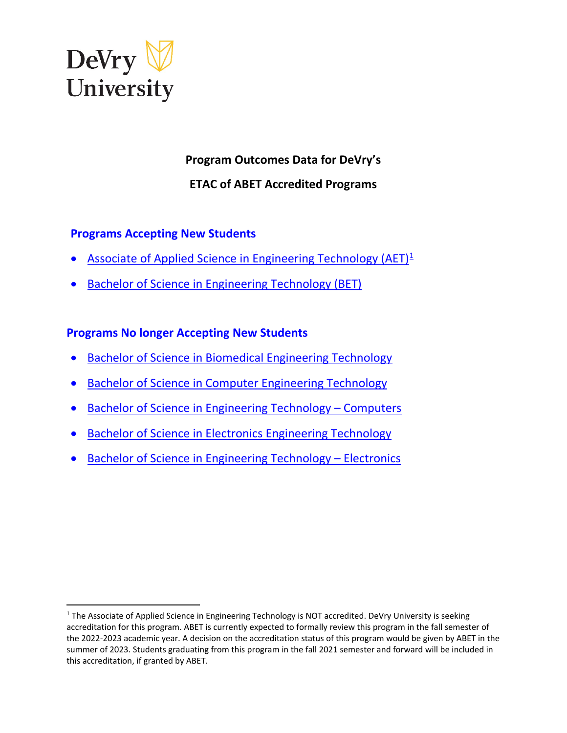DeVry University

# Program Outcomes Data for DeVry's

# ETAC of ABET Accredited Programs

## Programs Accepting New Students

- Associate of Applied Science in Engineering Technology (AET)[1]
- Bachelor of Science in Engineering Technology (BET)

## Programs No longer Accepting New Students

- Bachelor of Science in Biomedical Engineering Technology
- Bachelor of Science in Computer Engineering Technology
- Bachelor of Science in Engineering Technology – Computers
- Bachelor of Science in Electronics Engineering Technology
- Bachelor of Science in Engineering Technology – Electronics

[1] The Associate of Applied Science in Engineering Technology is NOT accredited. DeVry University is seeking accreditation for this program. ABET is currently expected to formally review this program in the fall semester of the 2022-2023 academic year. A decision on the accreditation status of this program would be given by ABET in the summer of 2023. Students graduating from this program in the fall 2021 semester and forward will be included in this accreditation, if granted by ABET.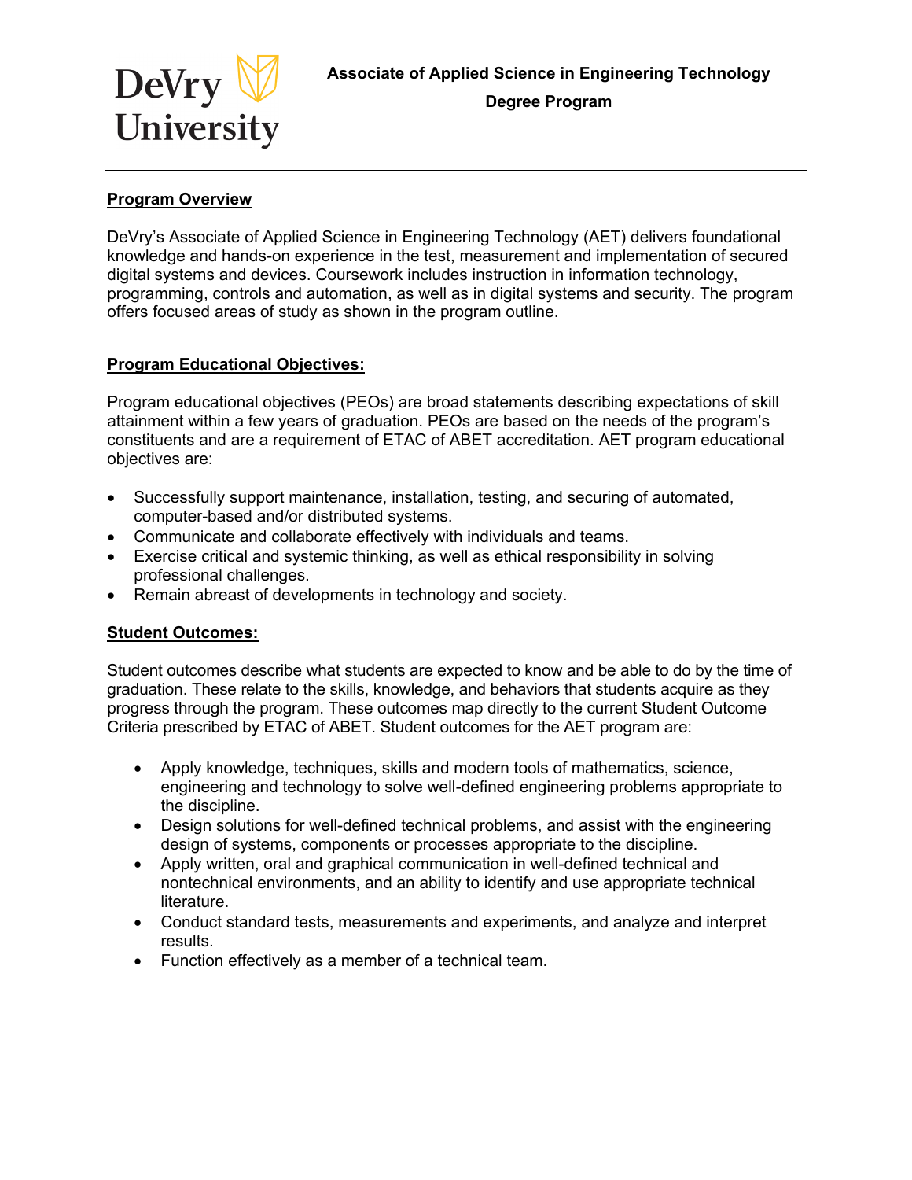**Associate of Applied Science in Engineering Technology Degree Program**

## Program Overview

DeVry's Associate of Applied Science in Engineering Technology (AET) delivers foundational knowledge and hands-on experience in the test, measurement and implementation of secured digital systems and devices. Coursework includes instruction in information technology, programming, controls and automation, as well as in digital systems and security. The program offers focused areas of study as shown in the program outline.

## Program Educational Objectives:

Program educational objectives (PEOs) are broad statements describing expectations of skill attainment within a few years of graduation. PEOs are based on the needs of the program's constituents and are a requirement of ETAC of ABET accreditation. AET program educational objectives are:

- Successfully support maintenance, installation, testing, and securing of automated, computer-based and/or distributed systems.
- Communicate and collaborate effectively with individuals and teams.
- Exercise critical and systemic thinking, as well as ethical responsibility in solving professional challenges.
- Remain abreast of developments in technology and society.

## Student Outcomes:

Student outcomes describe what students are expected to know and be able to do by the time of graduation. These relate to the skills, knowledge, and behaviors that students acquire as they progress through the program. These outcomes map directly to the current Student Outcome Criteria prescribed by ETAC of ABET. Student outcomes for the AET program are:

- Apply knowledge, techniques, skills and modern tools of mathematics, science, engineering and technology to solve well-defined engineering problems appropriate to the discipline.
- Design solutions for well-defined technical problems, and assist with the engineering design of systems, components or processes appropriate to the discipline.
- Apply written, oral and graphical communication in well-defined technical and nontechnical environments, and an ability to identify and use appropriate technical literature.
- Conduct standard tests, measurements and experiments, and analyze and interpret results.
- Function effectively as a member of a technical team.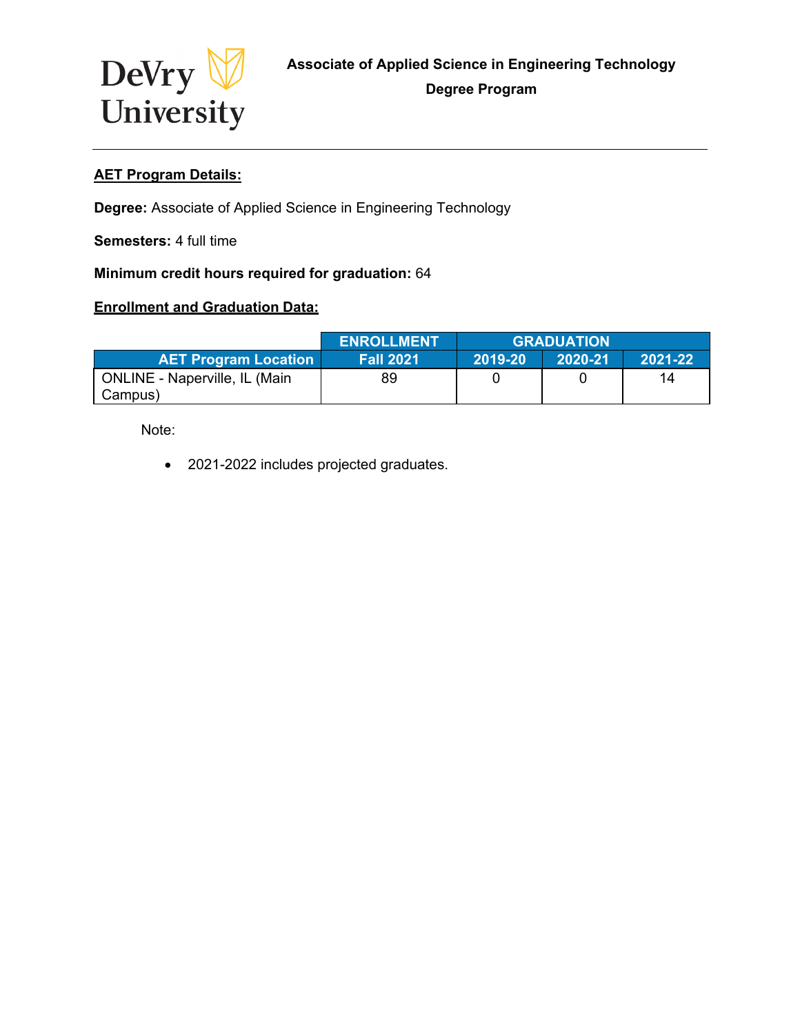**Associate of Applied Science in Engineering Technology**

**Degree Program**

---

**AET Program Details:**

**Degree:** Associate of Applied Science in Engineering Technology

**Semesters:** 4 full time

**Minimum credit hours required for graduation:** 64

**Enrollment and Graduation Data:**

| | ENROLLMENT | GRADUATION | | |
|---|---|---|---|---|
| AET Program Location | Fall 2021 | 2019-20 | 2020-21 | 2021-22 |
| ONLINE - Naperville, IL (Main Campus) | 89 | 0 | 0 | 14 |

Note:

- 2021-2022 includes projected graduates.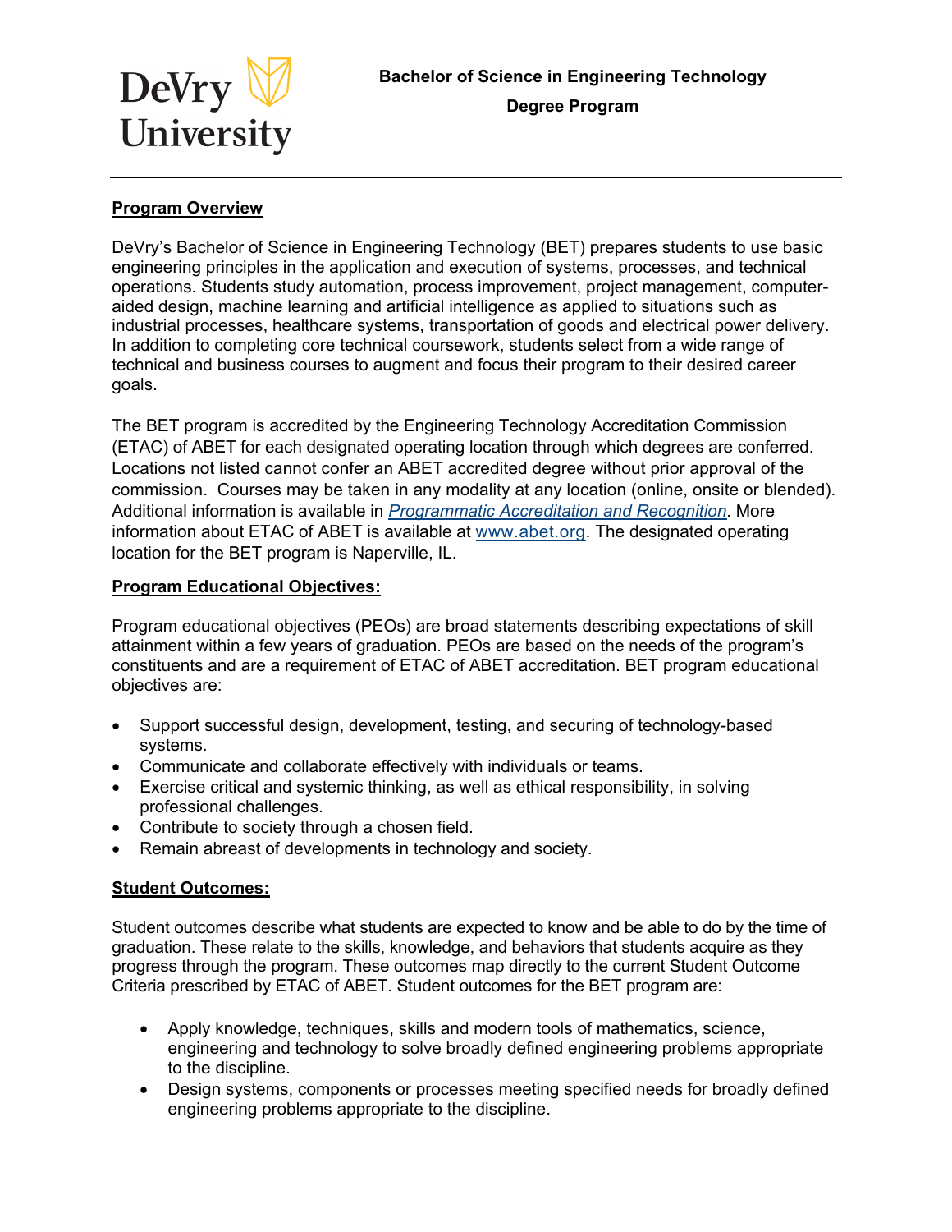# Bachelor of Science in Engineering Technology Degree Program

## Program Overview

DeVry's Bachelor of Science in Engineering Technology (BET) prepares students to use basic engineering principles in the application and execution of systems, processes, and technical operations. Students study automation, process improvement, project management, computer-aided design, machine learning and artificial intelligence as applied to situations such as industrial processes, healthcare systems, transportation of goods and electrical power delivery. In addition to completing core technical coursework, students select from a wide range of technical and business courses to augment and focus their program to their desired career goals.

The BET program is accredited by the Engineering Technology Accreditation Commission (ETAC) of ABET for each designated operating location through which degrees are conferred. Locations not listed cannot confer an ABET accredited degree without prior approval of the commission. Courses may be taken in any modality at any location (online, onsite or blended). Additional information is available in *Programmatic Accreditation and Recognition*. More information about ETAC of ABET is available at www.abet.org. The designated operating location for the BET program is Naperville, IL.

## Program Educational Objectives:

Program educational objectives (PEOs) are broad statements describing expectations of skill attainment within a few years of graduation. PEOs are based on the needs of the program's constituents and are a requirement of ETAC of ABET accreditation. BET program educational objectives are:

- Support successful design, development, testing, and securing of technology-based systems.
- Communicate and collaborate effectively with individuals or teams.
- Exercise critical and systemic thinking, as well as ethical responsibility, in solving professional challenges.
- Contribute to society through a chosen field.
- Remain abreast of developments in technology and society.

## Student Outcomes:

Student outcomes describe what students are expected to know and be able to do by the time of graduation. These relate to the skills, knowledge, and behaviors that students acquire as they progress through the program. These outcomes map directly to the current Student Outcome Criteria prescribed by ETAC of ABET. Student outcomes for the BET program are:

- Apply knowledge, techniques, skills and modern tools of mathematics, science, engineering and technology to solve broadly defined engineering problems appropriate to the discipline.
- Design systems, components or processes meeting specified needs for broadly defined engineering problems appropriate to the discipline.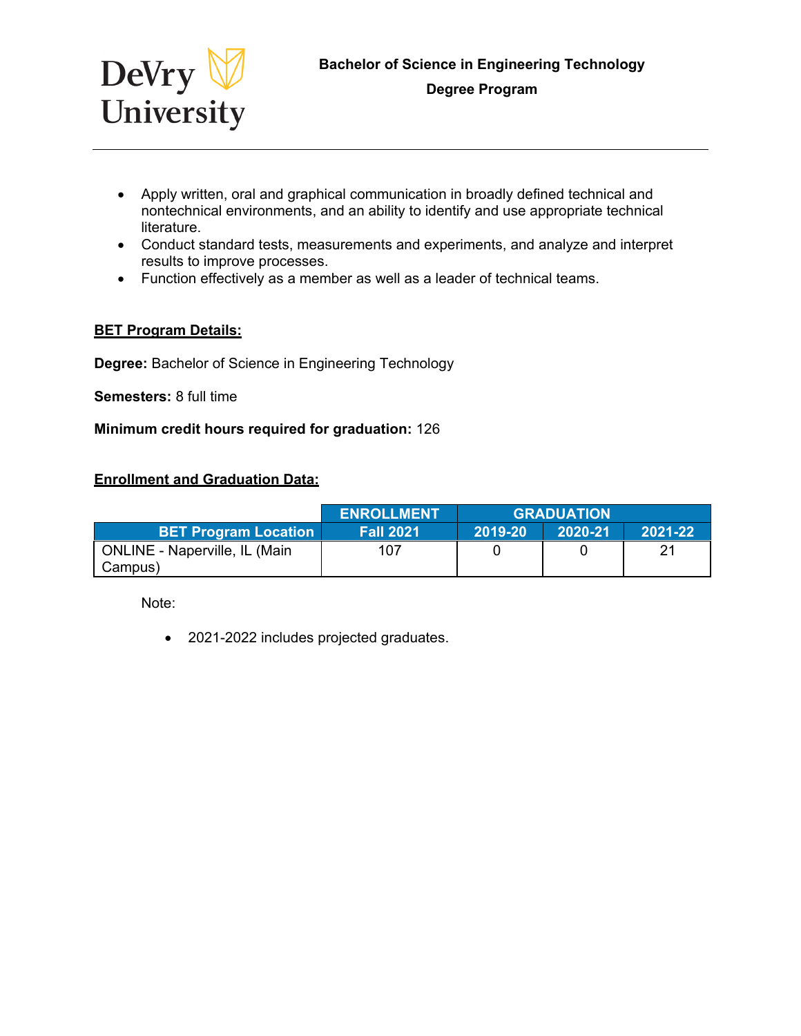- Apply written, oral and graphical communication in broadly defined technical and nontechnical environments, and an ability to identify and use appropriate technical literature.
- Conduct standard tests, measurements and experiments, and analyze and interpret results to improve processes.
- Function effectively as a member as well as a leader of technical teams.

**BET Program Details:**

**Degree:** Bachelor of Science in Engineering Technology

**Semesters:** 8 full time

**Minimum credit hours required for graduation:** 126

**Enrollment and Graduation Data:**

| | ENROLLMENT | GRADUATION | | |
|---|---|---|---|---|
| BET Program Location | Fall 2021 | 2019-20 | 2020-21 | 2021-22 |
| ONLINE - Naperville, IL (Main Campus) | 107 | 0 | 0 | 21 |

Note:

- 2021-2022 includes projected graduates.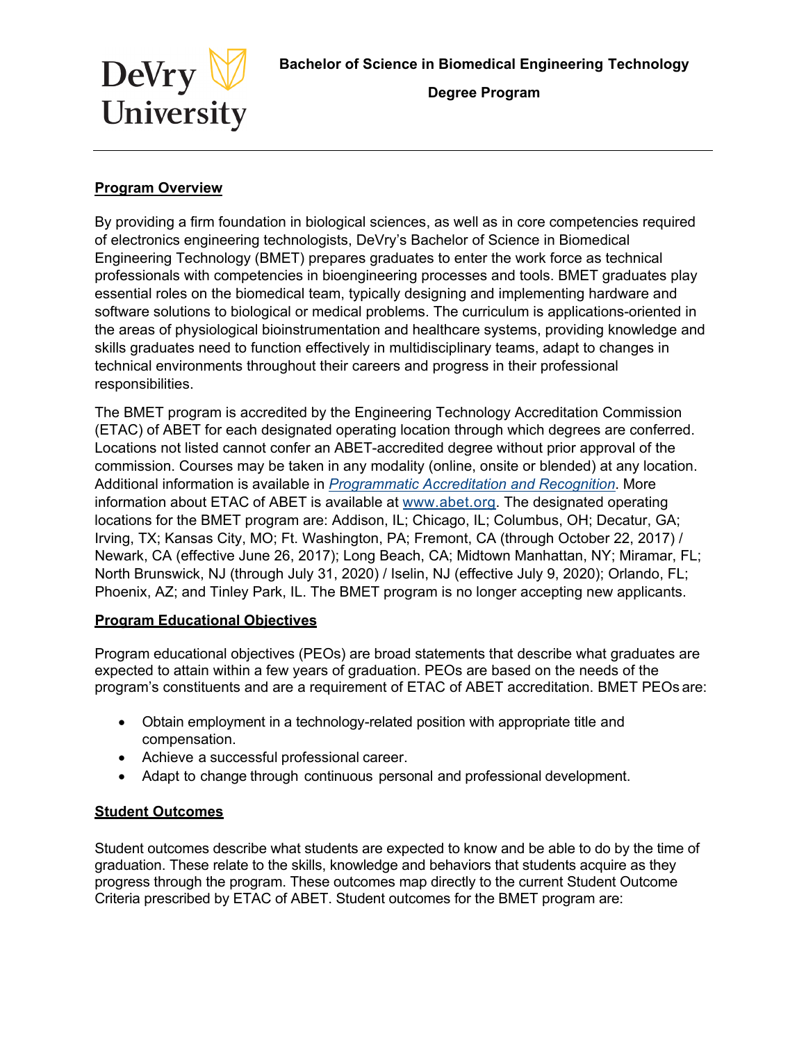**Bachelor of Science in Biomedical Engineering Technology**

**Degree Program**

## Program Overview

By providing a firm foundation in biological sciences, as well as in core competencies required of electronics engineering technologists, DeVry's Bachelor of Science in Biomedical Engineering Technology (BMET) prepares graduates to enter the work force as technical professionals with competencies in bioengineering processes and tools. BMET graduates play essential roles on the biomedical team, typically designing and implementing hardware and software solutions to biological or medical problems. The curriculum is applications-oriented in the areas of physiological bioinstrumentation and healthcare systems, providing knowledge and skills graduates need to function effectively in multidisciplinary teams, adapt to changes in technical environments throughout their careers and progress in their professional responsibilities.

The BMET program is accredited by the Engineering Technology Accreditation Commission (ETAC) of ABET for each designated operating location through which degrees are conferred. Locations not listed cannot confer an ABET-accredited degree without prior approval of the commission. Courses may be taken in any modality (online, onsite or blended) at any location. Additional information is available in *Programmatic Accreditation and Recognition*. More information about ETAC of ABET is available at www.abet.org. The designated operating locations for the BMET program are: Addison, IL; Chicago, IL; Columbus, OH; Decatur, GA; Irving, TX; Kansas City, MO; Ft. Washington, PA; Fremont, CA (through October 22, 2017) / Newark, CA (effective June 26, 2017); Long Beach, CA; Midtown Manhattan, NY; Miramar, FL; North Brunswick, NJ (through July 31, 2020) / Iselin, NJ (effective July 9, 2020); Orlando, FL; Phoenix, AZ; and Tinley Park, IL. The BMET program is no longer accepting new applicants.

## Program Educational Objectives

Program educational objectives (PEOs) are broad statements that describe what graduates are expected to attain within a few years of graduation. PEOs are based on the needs of the program's constituents and are a requirement of ETAC of ABET accreditation. BMET PEOs are:

- Obtain employment in a technology-related position with appropriate title and compensation.
- Achieve a successful professional career.
- Adapt to change through continuous personal and professional development.

## Student Outcomes

Student outcomes describe what students are expected to know and be able to do by the time of graduation. These relate to the skills, knowledge and behaviors that students acquire as they progress through the program. These outcomes map directly to the current Student Outcome Criteria prescribed by ETAC of ABET. Student outcomes for the BMET program are: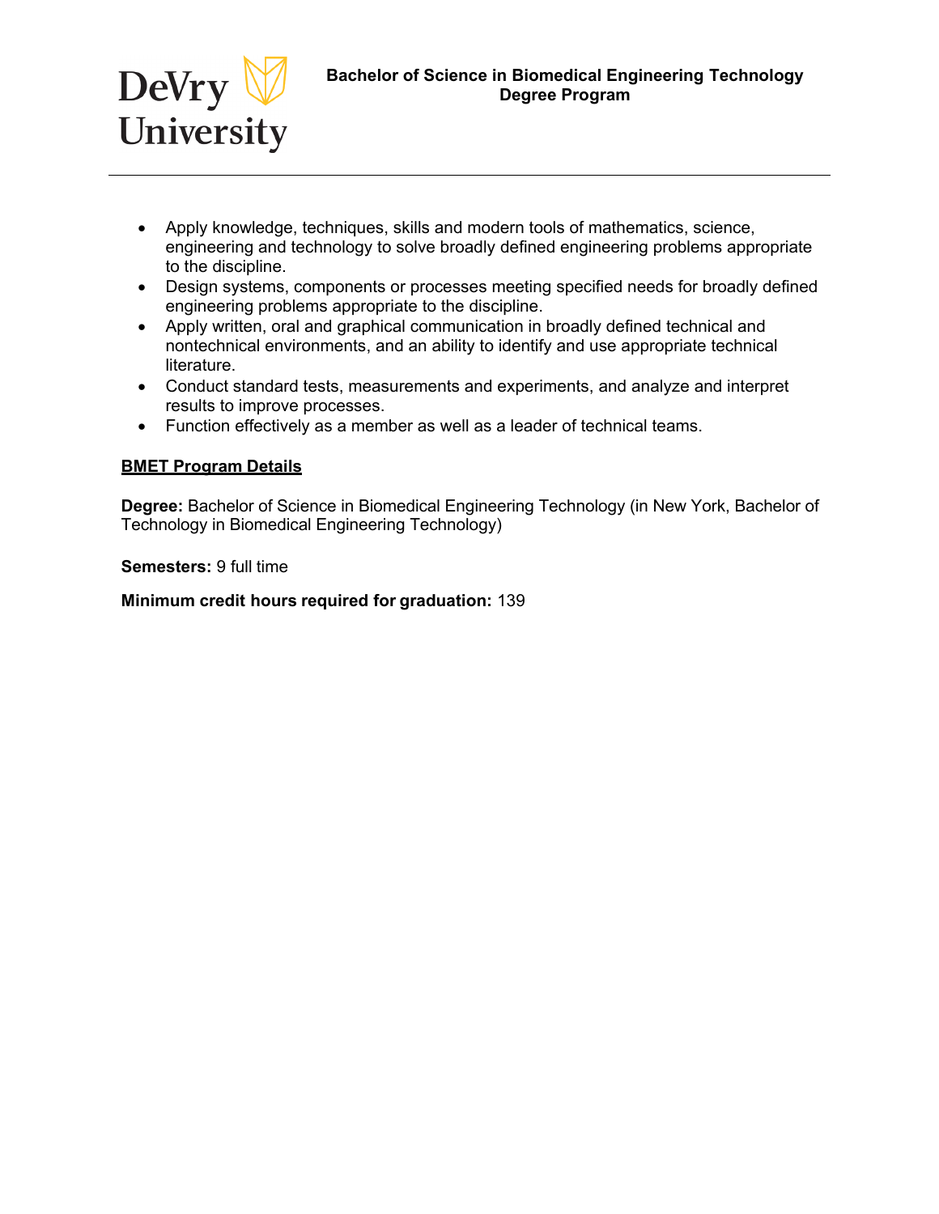- Apply knowledge, techniques, skills and modern tools of mathematics, science, engineering and technology to solve broadly defined engineering problems appropriate to the discipline.
- Design systems, components or processes meeting specified needs for broadly defined engineering problems appropriate to the discipline.
- Apply written, oral and graphical communication in broadly defined technical and nontechnical environments, and an ability to identify and use appropriate technical literature.
- Conduct standard tests, measurements and experiments, and analyze and interpret results to improve processes.
- Function effectively as a member as well as a leader of technical teams.

## BMET Program Details

**Degree:** Bachelor of Science in Biomedical Engineering Technology (in New York, Bachelor of Technology in Biomedical Engineering Technology)

**Semesters:** 9 full time

**Minimum credit hours required for graduation:** 139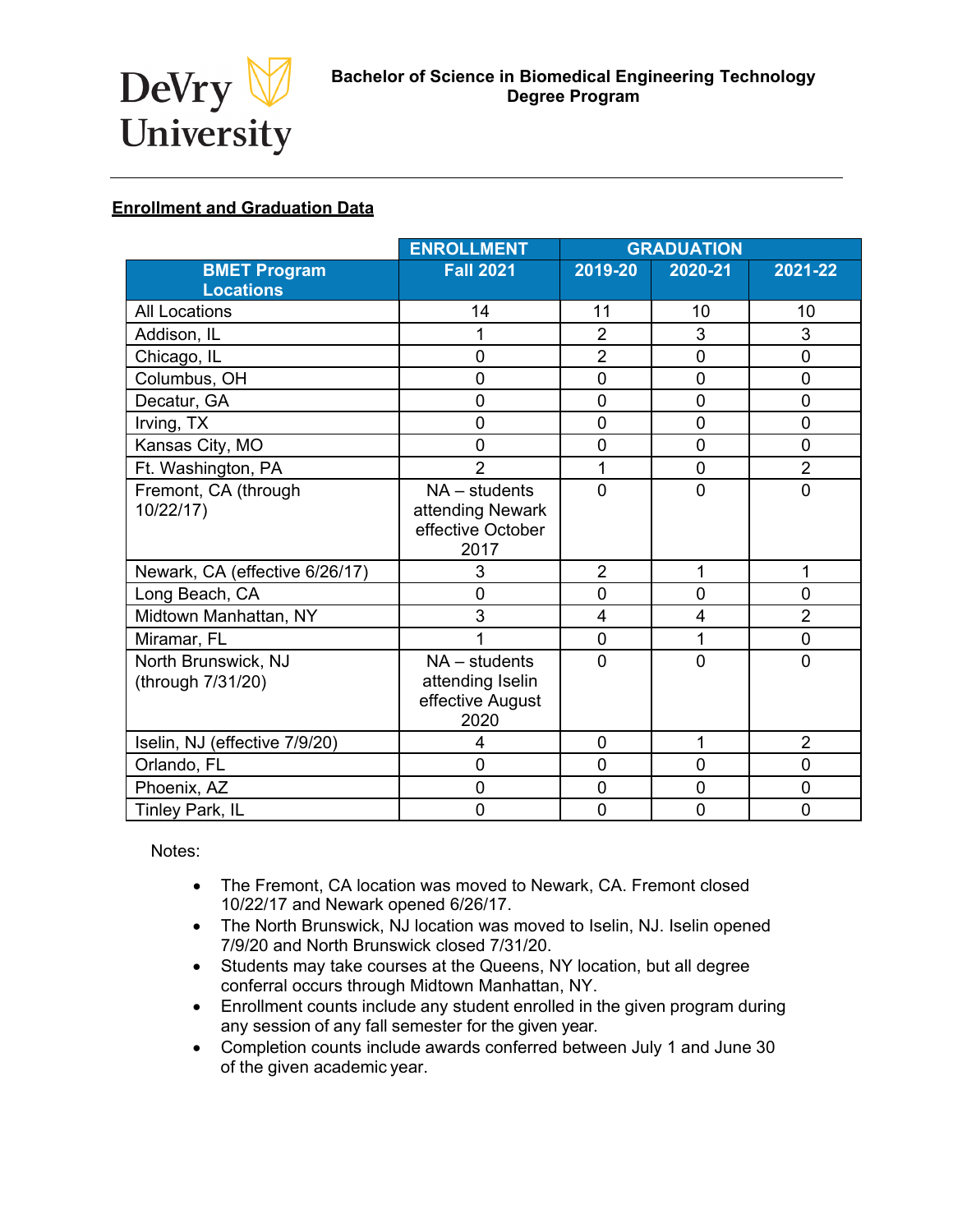DeVry University

**Bachelor of Science in Biomedical Engineering Technology Degree Program**

## Enrollment and Graduation Data

| | ENROLLMENT | GRADUATION | | |
|---|---|---|---|---|
| BMET Program Locations | Fall 2021 | 2019-20 | 2020-21 | 2021-22 |
| All Locations | 14 | 11 | 10 | 10 |
| Addison, IL | 1 | 2 | 3 | 3 |
| Chicago, IL | 0 | 2 | 0 | 0 |
| Columbus, OH | 0 | 0 | 0 | 0 |
| Decatur, GA | 0 | 0 | 0 | 0 |
| Irving, TX | 0 | 0 | 0 | 0 |
| Kansas City, MO | 0 | 0 | 0 | 0 |
| Ft. Washington, PA | 2 | 1 | 0 | 2 |
| Fremont, CA (through 10/22/17) | NA – students attending Newark effective October 2017 | 0 | 0 | 0 |
| Newark, CA (effective 6/26/17) | 3 | 2 | 1 | 1 |
| Long Beach, CA | 0 | 0 | 0 | 0 |
| Midtown Manhattan, NY | 3 | 4 | 4 | 2 |
| Miramar, FL | 1 | 0 | 1 | 0 |
| North Brunswick, NJ (through 7/31/20) | NA – students attending Iselin effective August 2020 | 0 | 0 | 0 |
| Iselin, NJ (effective 7/9/20) | 4 | 0 | 1 | 2 |
| Orlando, FL | 0 | 0 | 0 | 0 |
| Phoenix, AZ | 0 | 0 | 0 | 0 |
| Tinley Park, IL | 0 | 0 | 0 | 0 |

Notes:

- The Fremont, CA location was moved to Newark, CA. Fremont closed 10/22/17 and Newark opened 6/26/17.
- The North Brunswick, NJ location was moved to Iselin, NJ. Iselin opened 7/9/20 and North Brunswick closed 7/31/20.
- Students may take courses at the Queens, NY location, but all degree conferral occurs through Midtown Manhattan, NY.
- Enrollment counts include any student enrolled in the given program during any session of any fall semester for the given year.
- Completion counts include awards conferred between July 1 and June 30 of the given academic year.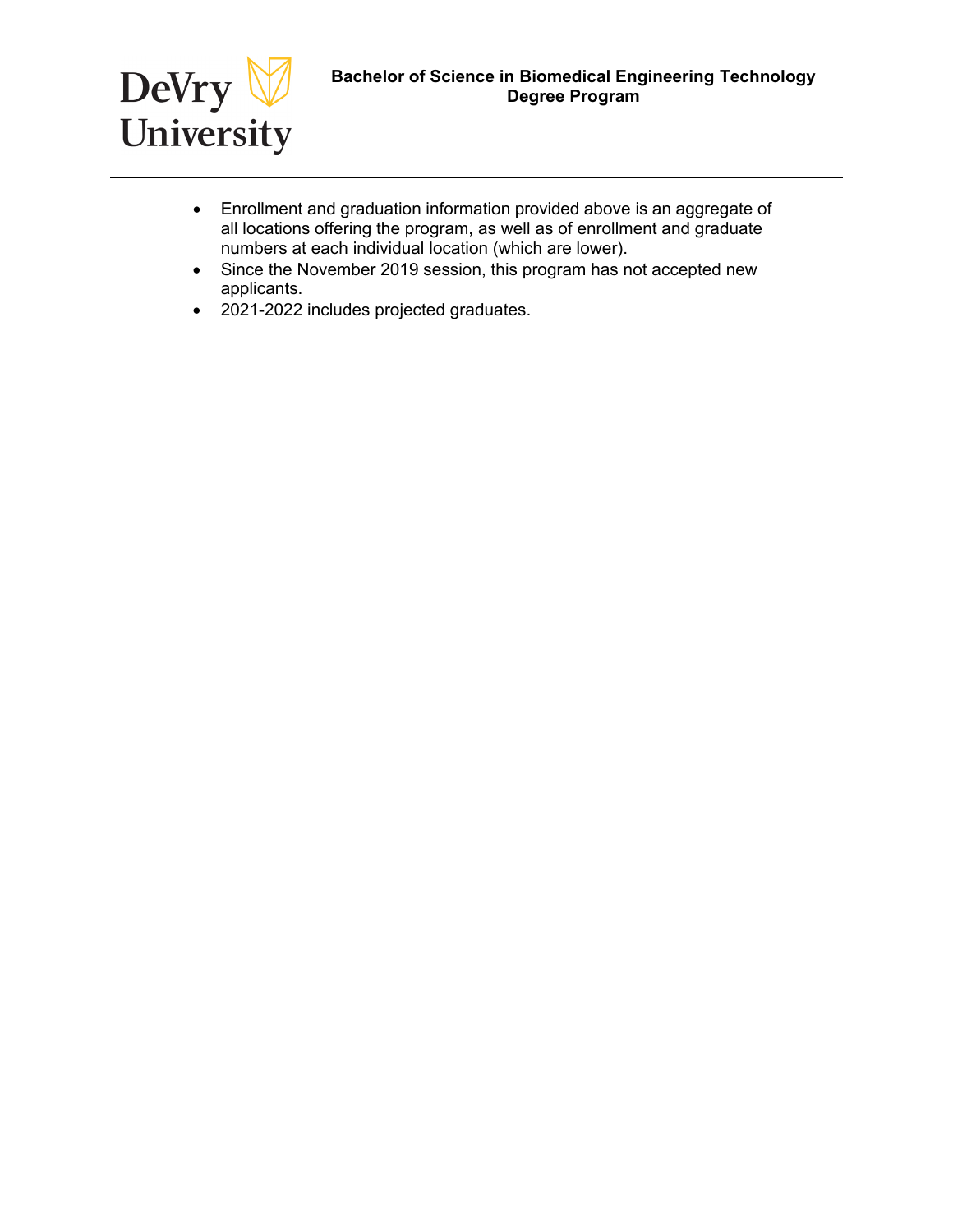- Enrollment and graduation information provided above is an aggregate of all locations offering the program, as well as of enrollment and graduate numbers at each individual location (which are lower).
- Since the November 2019 session, this program has not accepted new applicants.
- 2021-2022 includes projected graduates.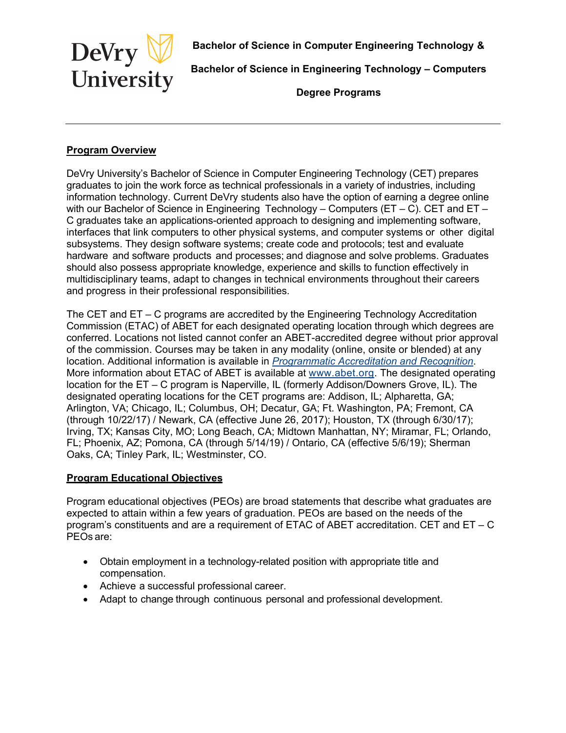DeVry University

**Bachelor of Science in Computer Engineering Technology &**

**Bachelor of Science in Engineering Technology – Computers**

**Degree Programs**

---

## Program Overview

DeVry University's Bachelor of Science in Computer Engineering Technology (CET) prepares graduates to join the work force as technical professionals in a variety of industries, including information technology. Current DeVry students also have the option of earning a degree online with our Bachelor of Science in Engineering Technology – Computers (ET – C). CET and ET – C graduates take an applications-oriented approach to designing and implementing software, interfaces that link computers to other physical systems, and computer systems or other digital subsystems. They design software systems; create code and protocols; test and evaluate hardware and software products and processes; and diagnose and solve problems. Graduates should also possess appropriate knowledge, experience and skills to function effectively in multidisciplinary teams, adapt to changes in technical environments throughout their careers and progress in their professional responsibilities.

The CET and ET – C programs are accredited by the Engineering Technology Accreditation Commission (ETAC) of ABET for each designated operating location through which degrees are conferred. Locations not listed cannot confer an ABET-accredited degree without prior approval of the commission. Courses may be taken in any modality (online, onsite or blended) at any location. Additional information is available in *Programmatic Accreditation and Recognition*. More information about ETAC of ABET is available at www.abet.org. The designated operating location for the ET – C program is Naperville, IL (formerly Addison/Downers Grove, IL). The designated operating locations for the CET programs are: Addison, IL; Alpharetta, GA; Arlington, VA; Chicago, IL; Columbus, OH; Decatur, GA; Ft. Washington, PA; Fremont, CA (through 10/22/17) / Newark, CA (effective June 26, 2017); Houston, TX (through 6/30/17); Irving, TX; Kansas City, MO; Long Beach, CA; Midtown Manhattan, NY; Miramar, FL; Orlando, FL; Phoenix, AZ; Pomona, CA (through 5/14/19) / Ontario, CA (effective 5/6/19); Sherman Oaks, CA; Tinley Park, IL; Westminster, CO.

## Program Educational Objectives

Program educational objectives (PEOs) are broad statements that describe what graduates are expected to attain within a few years of graduation. PEOs are based on the needs of the program's constituents and are a requirement of ETAC of ABET accreditation. CET and ET – C PEOs are:

- Obtain employment in a technology-related position with appropriate title and compensation.
- Achieve a successful professional career.
- Adapt to change through continuous personal and professional development.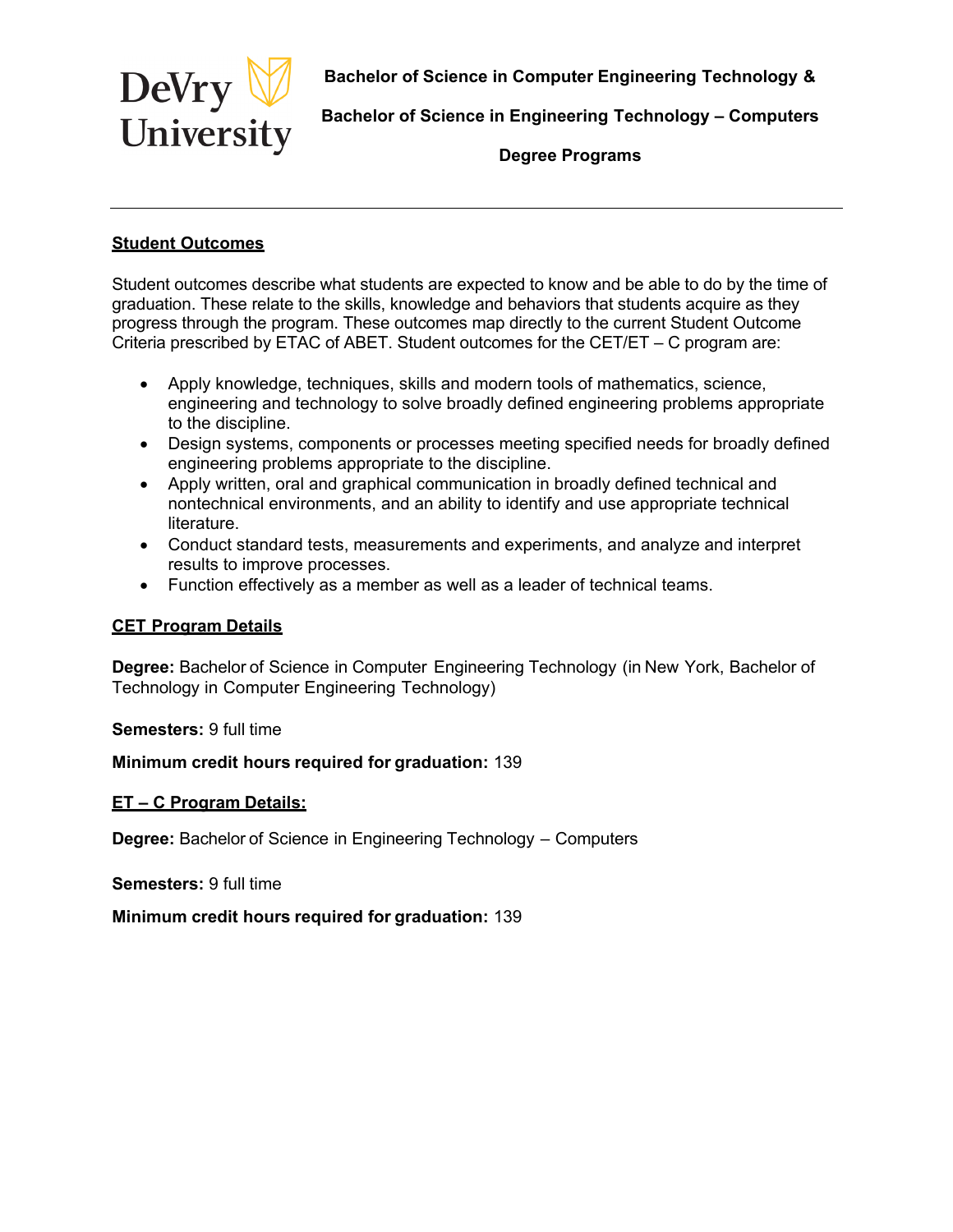# Bachelor of Science in Computer Engineering Technology & Bachelor of Science in Engineering Technology – Computers Degree Programs

## Student Outcomes

Student outcomes describe what students are expected to know and be able to do by the time of graduation. These relate to the skills, knowledge and behaviors that students acquire as they progress through the program. These outcomes map directly to the current Student Outcome Criteria prescribed by ETAC of ABET. Student outcomes for the CET/ET – C program are:

- Apply knowledge, techniques, skills and modern tools of mathematics, science, engineering and technology to solve broadly defined engineering problems appropriate to the discipline.
- Design systems, components or processes meeting specified needs for broadly defined engineering problems appropriate to the discipline.
- Apply written, oral and graphical communication in broadly defined technical and nontechnical environments, and an ability to identify and use appropriate technical literature.
- Conduct standard tests, measurements and experiments, and analyze and interpret results to improve processes.
- Function effectively as a member as well as a leader of technical teams.

## CET Program Details

**Degree:** Bachelor of Science in Computer Engineering Technology (in New York, Bachelor of Technology in Computer Engineering Technology)

**Semesters:** 9 full time

**Minimum credit hours required for graduation:** 139

## ET – C Program Details:

**Degree:** Bachelor of Science in Engineering Technology – Computers

**Semesters:** 9 full time

**Minimum credit hours required for graduation:** 139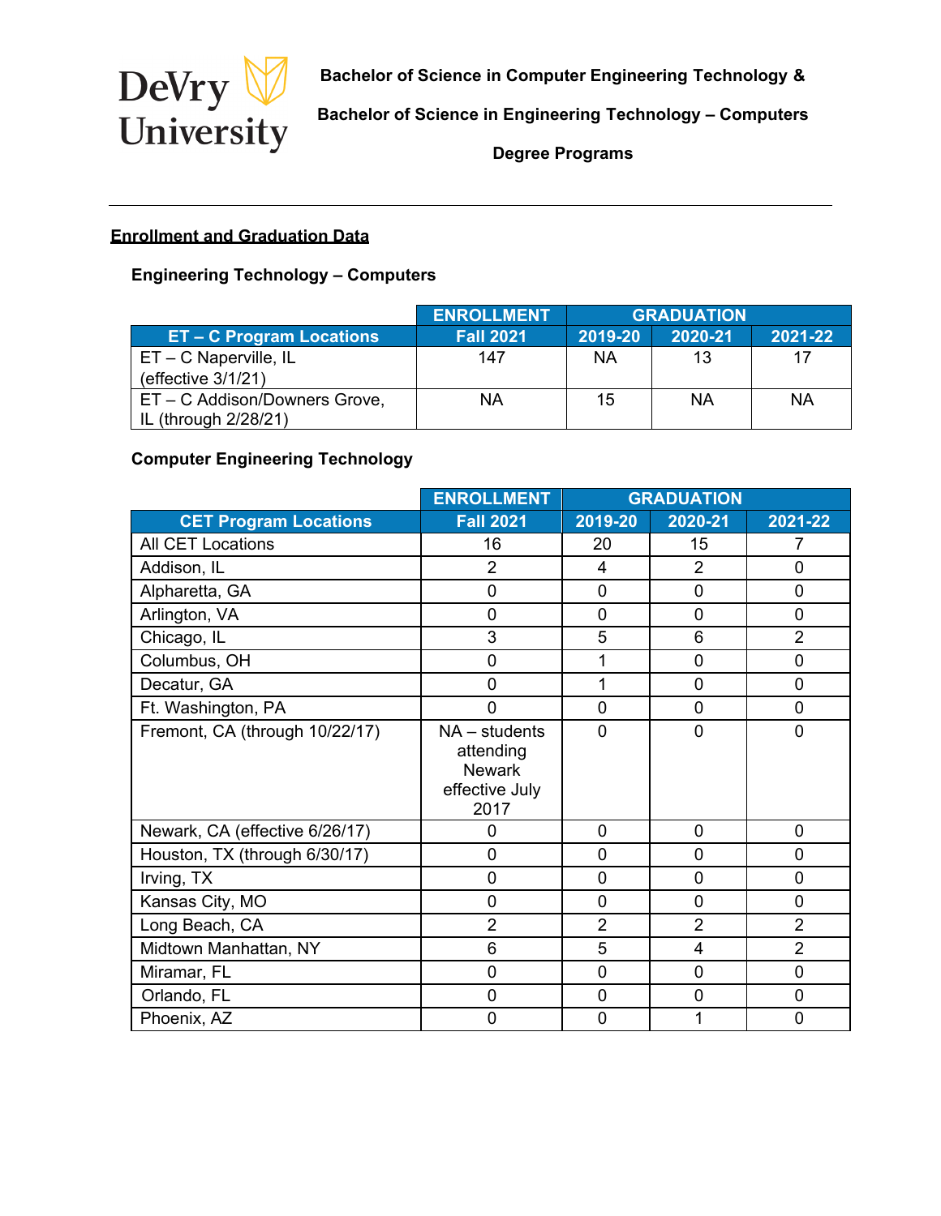DeVry University

**Bachelor of Science in Computer Engineering Technology &**

**Bachelor of Science in Engineering Technology – Computers**

**Degree Programs**

---

## Enrollment and Graduation Data

### Engineering Technology – Computers

| | ENROLLMENT | GRADUATION | | |
|---|---|---|---|---|
| **ET – C Program Locations** | **Fall 2021** | **2019-20** | **2020-21** | **2021-22** |
| ET – C Naperville, IL (effective 3/1/21) | 147 | NA | 13 | 17 |
| ET – C Addison/Downers Grove, IL (through 2/28/21) | NA | 15 | NA | NA |

### Computer Engineering Technology

| | ENROLLMENT | GRADUATION | | |
|---|---|---|---|---|
| **CET Program Locations** | **Fall 2021** | **2019-20** | **2020-21** | **2021-22** |
| All CET Locations | 16 | 20 | 15 | 7 |
| Addison, IL | 2 | 4 | 2 | 0 |
| Alpharetta, GA | 0 | 0 | 0 | 0 |
| Arlington, VA | 0 | 0 | 0 | 0 |
| Chicago, IL | 3 | 5 | 6 | 2 |
| Columbus, OH | 0 | 1 | 0 | 0 |
| Decatur, GA | 0 | 1 | 0 | 0 |
| Ft. Washington, PA | 0 | 0 | 0 | 0 |
| Fremont, CA (through 10/22/17) | NA – students attending Newark effective July 2017 | 0 | 0 | 0 |
| Newark, CA (effective 6/26/17) | 0 | 0 | 0 | 0 |
| Houston, TX (through 6/30/17) | 0 | 0 | 0 | 0 |
| Irving, TX | 0 | 0 | 0 | 0 |
| Kansas City, MO | 0 | 0 | 0 | 0 |
| Long Beach, CA | 2 | 2 | 2 | 2 |
| Midtown Manhattan, NY | 6 | 5 | 4 | 2 |
| Miramar, FL | 0 | 0 | 0 | 0 |
| Orlando, FL | 0 | 0 | 0 | 0 |
| Phoenix, AZ | 0 | 0 | 1 | 0 |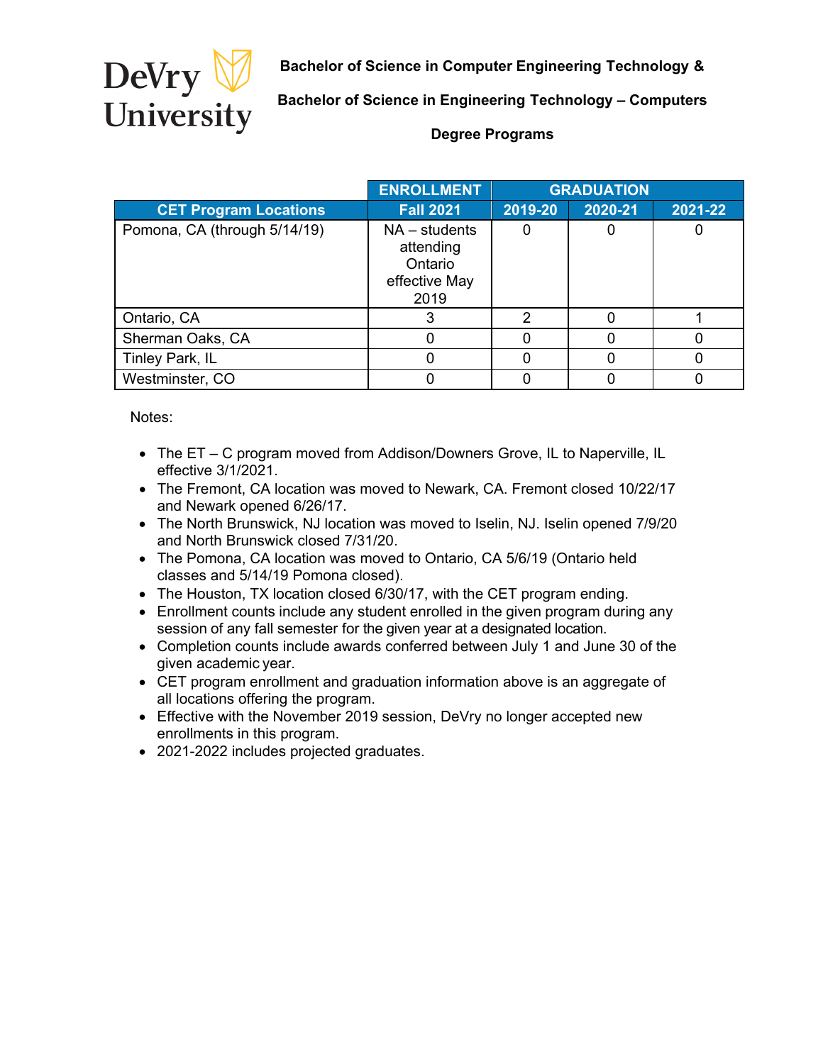DeVry University

**Bachelor of Science in Computer Engineering Technology &**

**Bachelor of Science in Engineering Technology – Computers**

**Degree Programs**

| | ENROLLMENT | GRADUATION | | |
|---|---|---|---|---|
| **CET Program Locations** | **Fall 2021** | **2019-20** | **2020-21** | **2021-22** |
| Pomona, CA (through 5/14/19) | NA – students attending Ontario effective May 2019 | 0 | 0 | 0 |
| Ontario, CA | 3 | 2 | 0 | 1 |
| Sherman Oaks, CA | 0 | 0 | 0 | 0 |
| Tinley Park, IL | 0 | 0 | 0 | 0 |
| Westminster, CO | 0 | 0 | 0 | 0 |

Notes:

- The ET – C program moved from Addison/Downers Grove, IL to Naperville, IL effective 3/1/2021.
- The Fremont, CA location was moved to Newark, CA. Fremont closed 10/22/17 and Newark opened 6/26/17.
- The North Brunswick, NJ location was moved to Iselin, NJ. Iselin opened 7/9/20 and North Brunswick closed 7/31/20.
- The Pomona, CA location was moved to Ontario, CA 5/6/19 (Ontario held classes and 5/14/19 Pomona closed).
- The Houston, TX location closed 6/30/17, with the CET program ending.
- Enrollment counts include any student enrolled in the given program during any session of any fall semester for the given year at a designated location.
- Completion counts include awards conferred between July 1 and June 30 of the given academic year.
- CET program enrollment and graduation information above is an aggregate of all locations offering the program.
- Effective with the November 2019 session, DeVry no longer accepted new enrollments in this program.
- 2021-2022 includes projected graduates.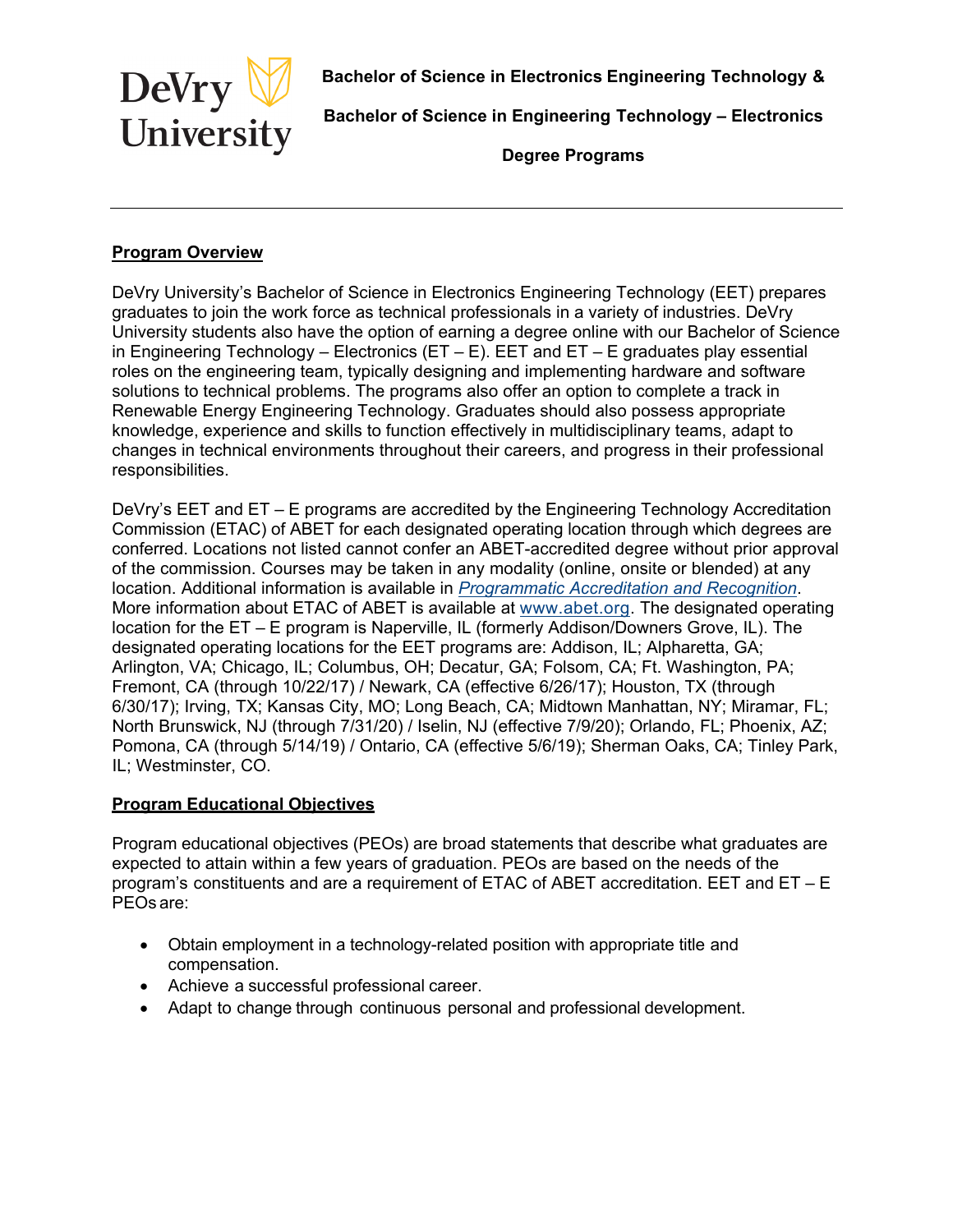**Bachelor of Science in Electronics Engineering Technology &**

**Bachelor of Science in Engineering Technology – Electronics**

**Degree Programs**

---

## Program Overview

DeVry University's Bachelor of Science in Electronics Engineering Technology (EET) prepares graduates to join the work force as technical professionals in a variety of industries. DeVry University students also have the option of earning a degree online with our Bachelor of Science in Engineering Technology – Electronics (ET – E). EET and ET – E graduates play essential roles on the engineering team, typically designing and implementing hardware and software solutions to technical problems. The programs also offer an option to complete a track in Renewable Energy Engineering Technology. Graduates should also possess appropriate knowledge, experience and skills to function effectively in multidisciplinary teams, adapt to changes in technical environments throughout their careers, and progress in their professional responsibilities.

DeVry's EET and ET – E programs are accredited by the Engineering Technology Accreditation Commission (ETAC) of ABET for each designated operating location through which degrees are conferred. Locations not listed cannot confer an ABET-accredited degree without prior approval of the commission. Courses may be taken in any modality (online, onsite or blended) at any location. Additional information is available in *Programmatic Accreditation and Recognition*. More information about ETAC of ABET is available at www.abet.org. The designated operating location for the ET – E program is Naperville, IL (formerly Addison/Downers Grove, IL). The designated operating locations for the EET programs are: Addison, IL; Alpharetta, GA; Arlington, VA; Chicago, IL; Columbus, OH; Decatur, GA; Folsom, CA; Ft. Washington, PA; Fremont, CA (through 10/22/17) / Newark, CA (effective 6/26/17); Houston, TX (through 6/30/17); Irving, TX; Kansas City, MO; Long Beach, CA; Midtown Manhattan, NY; Miramar, FL; North Brunswick, NJ (through 7/31/20) / Iselin, NJ (effective 7/9/20); Orlando, FL; Phoenix, AZ; Pomona, CA (through 5/14/19) / Ontario, CA (effective 5/6/19); Sherman Oaks, CA; Tinley Park, IL; Westminster, CO.

## Program Educational Objectives

Program educational objectives (PEOs) are broad statements that describe what graduates are expected to attain within a few years of graduation. PEOs are based on the needs of the program's constituents and are a requirement of ETAC of ABET accreditation. EET and ET – E PEOs are:

- Obtain employment in a technology-related position with appropriate title and compensation.
- Achieve a successful professional career.
- Adapt to change through continuous personal and professional development.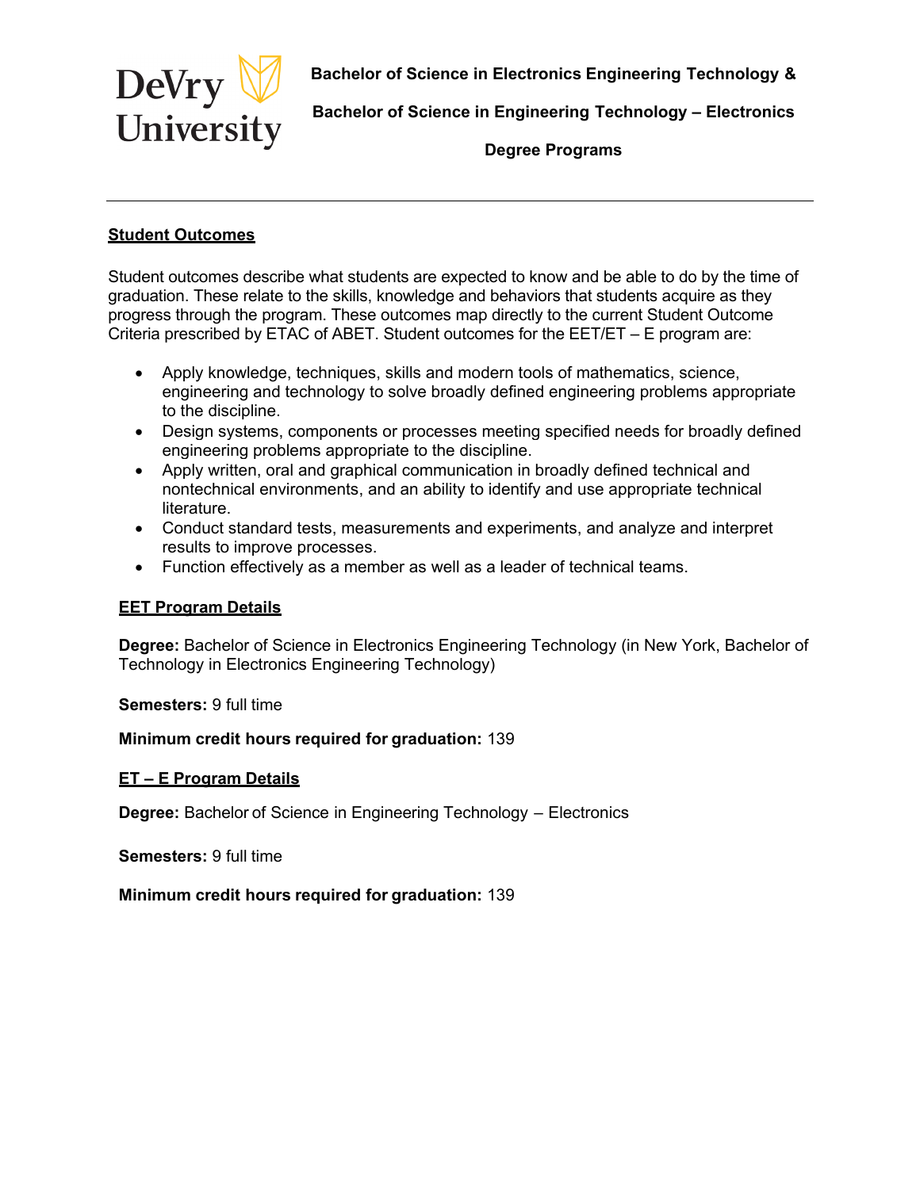**Bachelor of Science in Electronics Engineering Technology &**

**Bachelor of Science in Engineering Technology – Electronics**

**Degree Programs**

---

## Student Outcomes

Student outcomes describe what students are expected to know and be able to do by the time of graduation. These relate to the skills, knowledge and behaviors that students acquire as they progress through the program. These outcomes map directly to the current Student Outcome Criteria prescribed by ETAC of ABET. Student outcomes for the EET/ET – E program are:

- Apply knowledge, techniques, skills and modern tools of mathematics, science, engineering and technology to solve broadly defined engineering problems appropriate to the discipline.
- Design systems, components or processes meeting specified needs for broadly defined engineering problems appropriate to the discipline.
- Apply written, oral and graphical communication in broadly defined technical and nontechnical environments, and an ability to identify and use appropriate technical literature.
- Conduct standard tests, measurements and experiments, and analyze and interpret results to improve processes.
- Function effectively as a member as well as a leader of technical teams.

### EET Program Details

**Degree:** Bachelor of Science in Electronics Engineering Technology (in New York, Bachelor of Technology in Electronics Engineering Technology)

**Semesters:** 9 full time

**Minimum credit hours required for graduation:** 139

### ET – E Program Details

**Degree:** Bachelor of Science in Engineering Technology – Electronics

**Semesters:** 9 full time

**Minimum credit hours required for graduation:** 139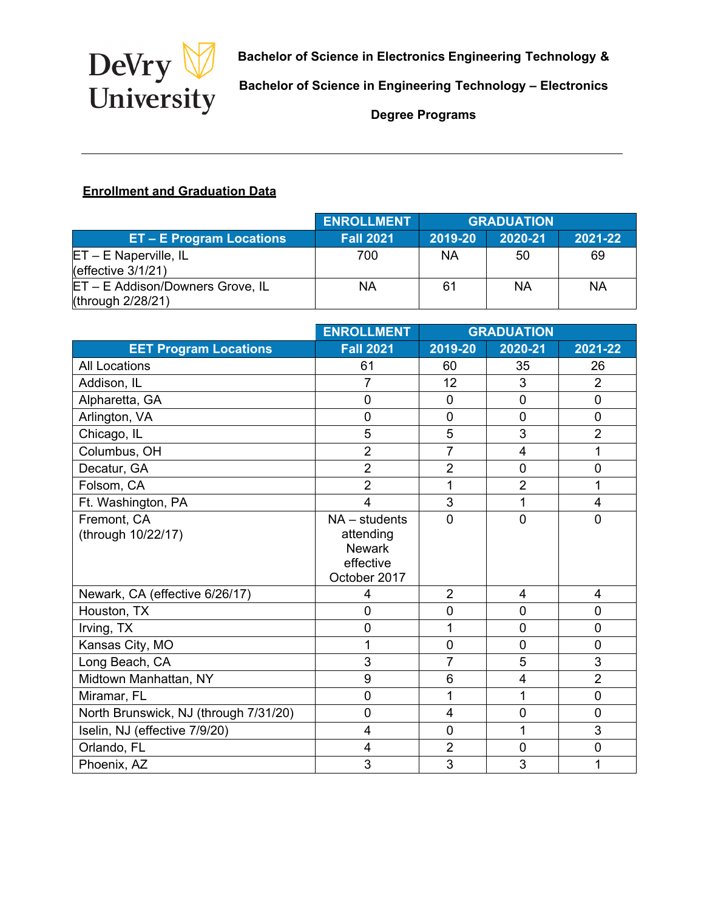**Bachelor of Science in Electronics Engineering Technology &**

**Bachelor of Science in Engineering Technology – Electronics**

**Degree Programs**

---

## Enrollment and Graduation Data

| | ENROLLMENT | GRADUATION | | |
|---|---|---|---|---|
| **ET – E Program Locations** | **Fall 2021** | **2019-20** | **2020-21** | **2021-22** |
| ET – E Naperville, IL (effective 3/1/21) | 700 | NA | 50 | 69 |
| ET – E Addison/Downers Grove, IL (through 2/28/21) | NA | 61 | NA | NA |

| | ENROLLMENT | GRADUATION | | |
|---|---|---|---|---|
| **EET Program Locations** | **Fall 2021** | **2019-20** | **2020-21** | **2021-22** |
| All Locations | 61 | 60 | 35 | 26 |
| Addison, IL | 7 | 12 | 3 | 2 |
| Alpharetta, GA | 0 | 0 | 0 | 0 |
| Arlington, VA | 0 | 0 | 0 | 0 |
| Chicago, IL | 5 | 5 | 3 | 2 |
| Columbus, OH | 2 | 7 | 4 | 1 |
| Decatur, GA | 2 | 2 | 0 | 0 |
| Folsom, CA | 2 | 1 | 2 | 1 |
| Ft. Washington, PA | 4 | 3 | 1 | 4 |
| Fremont, CA (through 10/22/17) | NA – students attending Newark effective October 2017 | 0 | 0 | 0 |
| Newark, CA (effective 6/26/17) | 4 | 2 | 4 | 4 |
| Houston, TX | 0 | 0 | 0 | 0 |
| Irving, TX | 0 | 1 | 0 | 0 |
| Kansas City, MO | 1 | 0 | 0 | 0 |
| Long Beach, CA | 3 | 7 | 5 | 3 |
| Midtown Manhattan, NY | 9 | 6 | 4 | 2 |
| Miramar, FL | 0 | 1 | 1 | 0 |
| North Brunswick, NJ (through 7/31/20) | 0 | 4 | 0 | 0 |
| Iselin, NJ (effective 7/9/20) | 4 | 0 | 1 | 3 |
| Orlando, FL | 4 | 2 | 0 | 0 |
| Phoenix, AZ | 3 | 3 | 3 | 1 |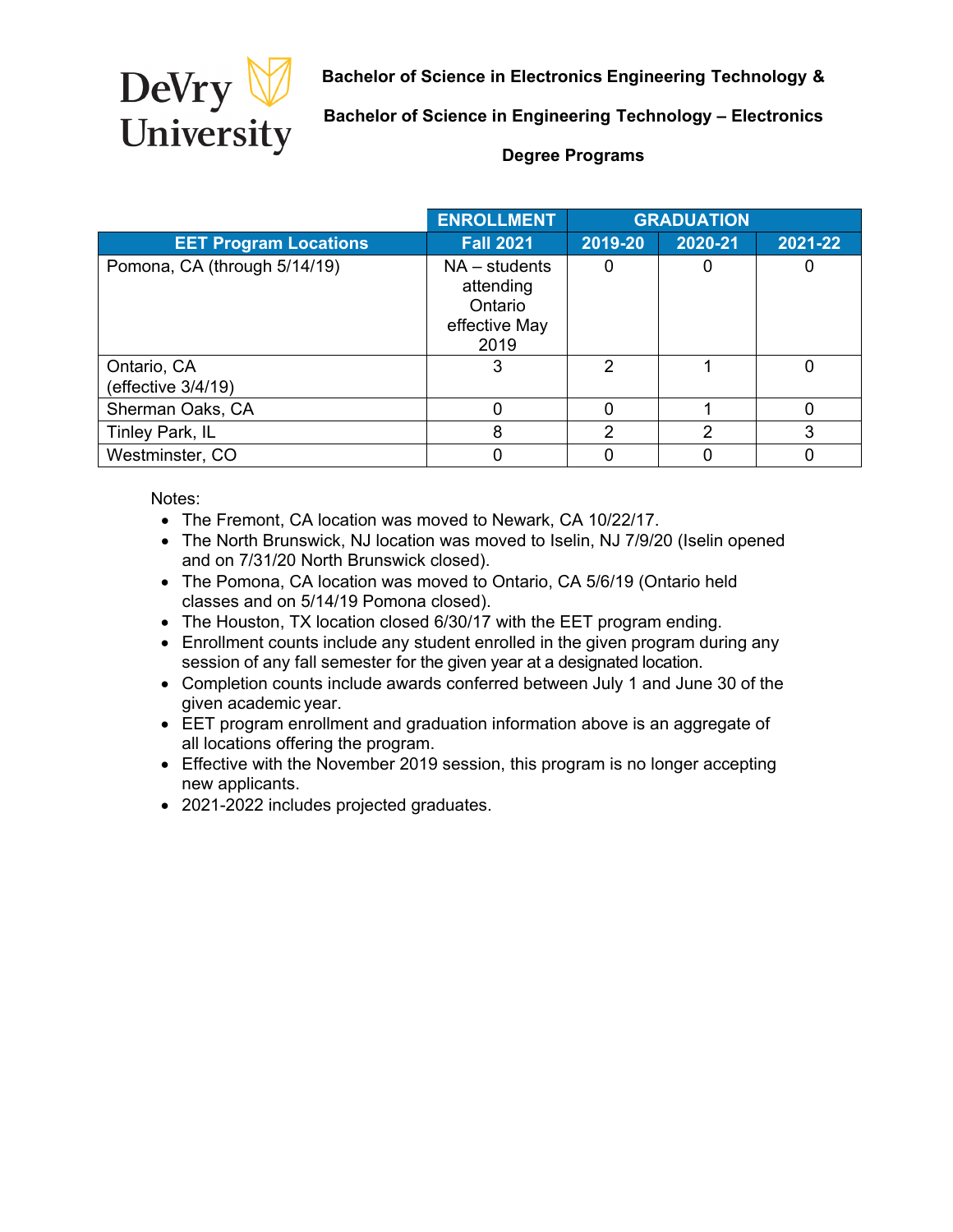DeVry University

**Bachelor of Science in Electronics Engineering Technology &**

**Bachelor of Science in Engineering Technology – Electronics**

**Degree Programs**

| | ENROLLMENT | GRADUATION | | |
|---|---|---|---|---|
| **EET Program Locations** | **Fall 2021** | **2019-20** | **2020-21** | **2021-22** |
| Pomona, CA (through 5/14/19) | NA – students attending Ontario effective May 2019 | 0 | 0 | 0 |
| Ontario, CA (effective 3/4/19) | 3 | 2 | 1 | 0 |
| Sherman Oaks, CA | 0 | 0 | 1 | 0 |
| Tinley Park, IL | 8 | 2 | 2 | 3 |
| Westminster, CO | 0 | 0 | 0 | 0 |

Notes:

- The Fremont, CA location was moved to Newark, CA 10/22/17.
- The North Brunswick, NJ location was moved to Iselin, NJ 7/9/20 (Iselin opened and on 7/31/20 North Brunswick closed).
- The Pomona, CA location was moved to Ontario, CA 5/6/19 (Ontario held classes and on 5/14/19 Pomona closed).
- The Houston, TX location closed 6/30/17 with the EET program ending.
- Enrollment counts include any student enrolled in the given program during any session of any fall semester for the given year at a designated location.
- Completion counts include awards conferred between July 1 and June 30 of the given academic year.
- EET program enrollment and graduation information above is an aggregate of all locations offering the program.
- Effective with the November 2019 session, this program is no longer accepting new applicants.
- 2021-2022 includes projected graduates.